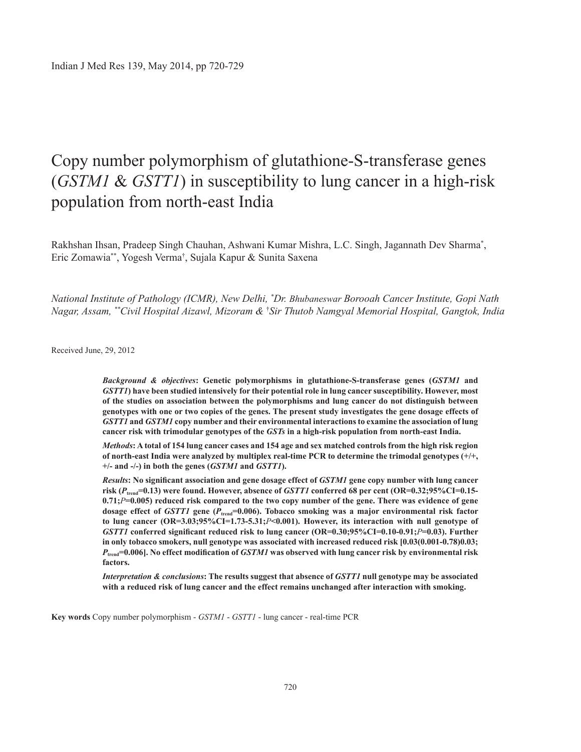# Copy number polymorphism of glutathione-S-transferase genes (*GSTM1* & *GSTT1*) in susceptibility to lung cancer in a high-risk population from north-east India

Rakhshan Ihsan, Pradeep Singh Chauhan, Ashwani Kumar Mishra, L.C. Singh, Jagannath Dev Sharma[*], Eric Zomawia[**], Yogesh Verma[†], Sujala Kapur & Sunita Saxena

*National Institute of Pathology (ICMR), New Delhi, [*]Dr. Bhubaneswar Borooah Cancer Institute, Gopi Nath Nagar, Assam, [**]Civil Hospital Aizawl, Mizoram & [†]Sir Thutob Namgyal Memorial Hospital, Gangtok, India*

Received June, 29, 2012

***Background & objectives*: Genetic polymorphisms in glutathione-S-transferase genes (*GSTM1* and *GSTT1*) have been studied intensively for their potential role in lung cancer susceptibility. However, most of the studies on association between the polymorphisms and lung cancer do not distinguish between genotypes with one or two copies of the genes. The present study investigates the gene dosage effects of *GSTT1* and *GSTM1* copy number and their environmental interactions to examine the association of lung cancer risk with trimodular genotypes of the *GSTs* in a high-risk population from north-east India.**

***Methods*: A total of 154 lung cancer cases and 154 age and sex matched controls from the high risk region of north-east India were analyzed by multiplex real-time PCR to determine the trimodal genotypes (+/+, +/- and -/-) in both the genes (*GSTM1* and *GSTT1*).**

***Results*: No significant association and gene dosage effect of *GSTM1* gene copy number with lung cancer risk ($P_{trend}$=0.13) were found. However, absence of *GSTT1* conferred 68 per cent (OR=0.32;95%CI=0.15-0.71;*P*=0.005) reduced risk compared to the two copy number of the gene. There was evidence of gene dosage effect of *GSTT1* gene ($P_{trend}$=0.006). Tobacco smoking was a major environmental risk factor to lung cancer (OR=3.03;95%CI=1.73-5.31;*P*<0.001). However, its interaction with null genotype of *GSTT1* conferred significant reduced risk to lung cancer (OR=0.30;95%CI=0.10-0.91;*P*=0.03). Further in only tobacco smokers, null genotype was associated with increased reduced risk [0.03(0.001-0.78)0.03; $P_{trend}$=0.006]. No effect modification of *GSTM1* was observed with lung cancer risk by environmental risk factors.**

***Interpretation & conclusions*: The results suggest that absence of *GSTT1* null genotype may be associated with a reduced risk of lung cancer and the effect remains unchanged after interaction with smoking.**

**Key words** Copy number polymorphism - *GSTM1* - *GSTT1* - lung cancer - real-time PCR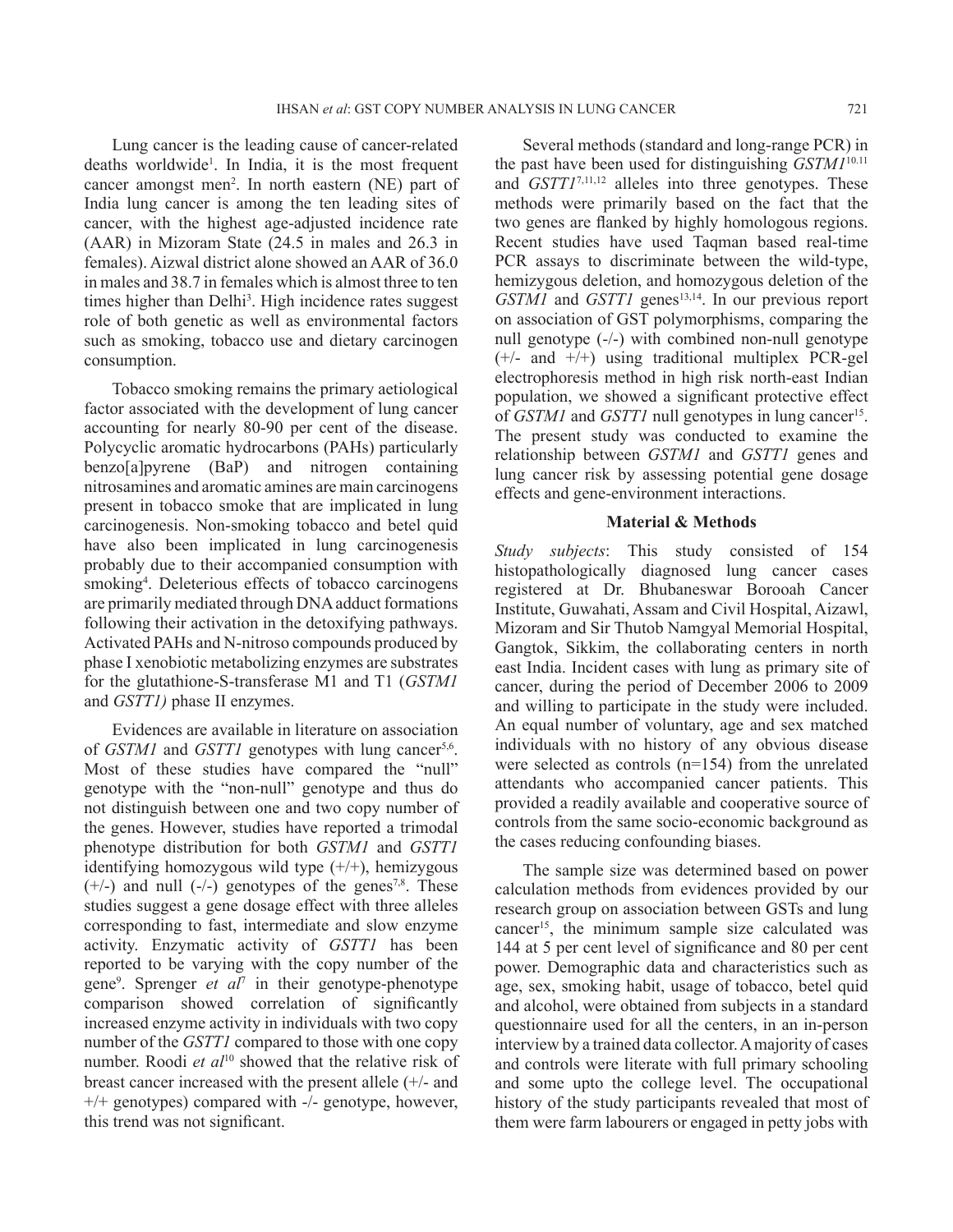Lung cancer is the leading cause of cancer-related deaths worldwide[1]. In India, it is the most frequent cancer amongst men[2]. In north eastern (NE) part of India lung cancer is among the ten leading sites of cancer, with the highest age-adjusted incidence rate (AAR) in Mizoram State (24.5 in males and 26.3 in females). Aizwal district alone showed an AAR of 36.0 in males and 38.7 in females which is almost three to ten times higher than Delhi[3]. High incidence rates suggest role of both genetic as well as environmental factors such as smoking, tobacco use and dietary carcinogen consumption.

Tobacco smoking remains the primary aetiological factor associated with the development of lung cancer accounting for nearly 80-90 per cent of the disease. Polycyclic aromatic hydrocarbons (PAHs) particularly benzo[a]pyrene (BaP) and nitrogen containing nitrosamines and aromatic amines are main carcinogens present in tobacco smoke that are implicated in lung carcinogenesis. Non-smoking tobacco and betel quid have also been implicated in lung carcinogenesis probably due to their accompanied consumption with smoking[4]. Deleterious effects of tobacco carcinogens are primarily mediated through DNA adduct formations following their activation in the detoxifying pathways. Activated PAHs and N-nitroso compounds produced by phase I xenobiotic metabolizing enzymes are substrates for the glutathione-S-transferase M1 and T1 (*GSTM1* and *GSTT1)* phase II enzymes.

Evidences are available in literature on association of *GSTM1* and *GSTT1* genotypes with lung cancer[5,6]. Most of these studies have compared the "null" genotype with the "non-null" genotype and thus do not distinguish between one and two copy number of the genes. However, studies have reported a trimodal phenotype distribution for both *GSTM1* and *GSTT1* identifying homozygous wild type (+/+), hemizygous (+/-) and null (-/-) genotypes of the genes[7,8]. These studies suggest a gene dosage effect with three alleles corresponding to fast, intermediate and slow enzyme activity. Enzymatic activity of *GSTT1* has been reported to be varying with the copy number of the gene[9]. Sprenger *et al*[7] in their genotype-phenotype comparison showed correlation of significantly increased enzyme activity in individuals with two copy number of the *GSTT1* compared to those with one copy number. Roodi *et al*[10] showed that the relative risk of breast cancer increased with the present allele (+/- and +/+ genotypes) compared with -/- genotype, however, this trend was not significant.

Several methods (standard and long-range PCR) in the past have been used for distinguishing *GSTM1*[10,11] and *GSTT1*[7,11,12] alleles into three genotypes. These methods were primarily based on the fact that the two genes are flanked by highly homologous regions. Recent studies have used Taqman based real-time PCR assays to discriminate between the wild-type, hemizygous deletion, and homozygous deletion of the *GSTM1* and *GSTT1* genes[13,14]. In our previous report on association of GST polymorphisms, comparing the null genotype (-/-) with combined non-null genotype (+/- and +/+) using traditional multiplex PCR-gel electrophoresis method in high risk north-east Indian population, we showed a significant protective effect of *GSTM1* and *GSTT1* null genotypes in lung cancer[15]. The present study was conducted to examine the relationship between *GSTM1* and *GSTT1* genes and lung cancer risk by assessing potential gene dosage effects and gene-environment interactions.

## Material & Methods

*Study subjects*: This study consisted of 154 histopathologically diagnosed lung cancer cases registered at Dr. Bhubaneswar Borooah Cancer Institute, Guwahati, Assam and Civil Hospital, Aizawl, Mizoram and Sir Thutob Namgyal Memorial Hospital, Gangtok, Sikkim, the collaborating centers in north east India. Incident cases with lung as primary site of cancer, during the period of December 2006 to 2009 and willing to participate in the study were included. An equal number of voluntary, age and sex matched individuals with no history of any obvious disease were selected as controls (n=154) from the unrelated attendants who accompanied cancer patients. This provided a readily available and cooperative source of controls from the same socio-economic background as the cases reducing confounding biases.

The sample size was determined based on power calculation methods from evidences provided by our research group on association between GSTs and lung cancer[15], the minimum sample size calculated was 144 at 5 per cent level of significance and 80 per cent power. Demographic data and characteristics such as age, sex, smoking habit, usage of tobacco, betel quid and alcohol, were obtained from subjects in a standard questionnaire used for all the centers, in an in-person interview by a trained data collector. A majority of cases and controls were literate with full primary schooling and some upto the college level. The occupational history of the study participants revealed that most of them were farm labourers or engaged in petty jobs with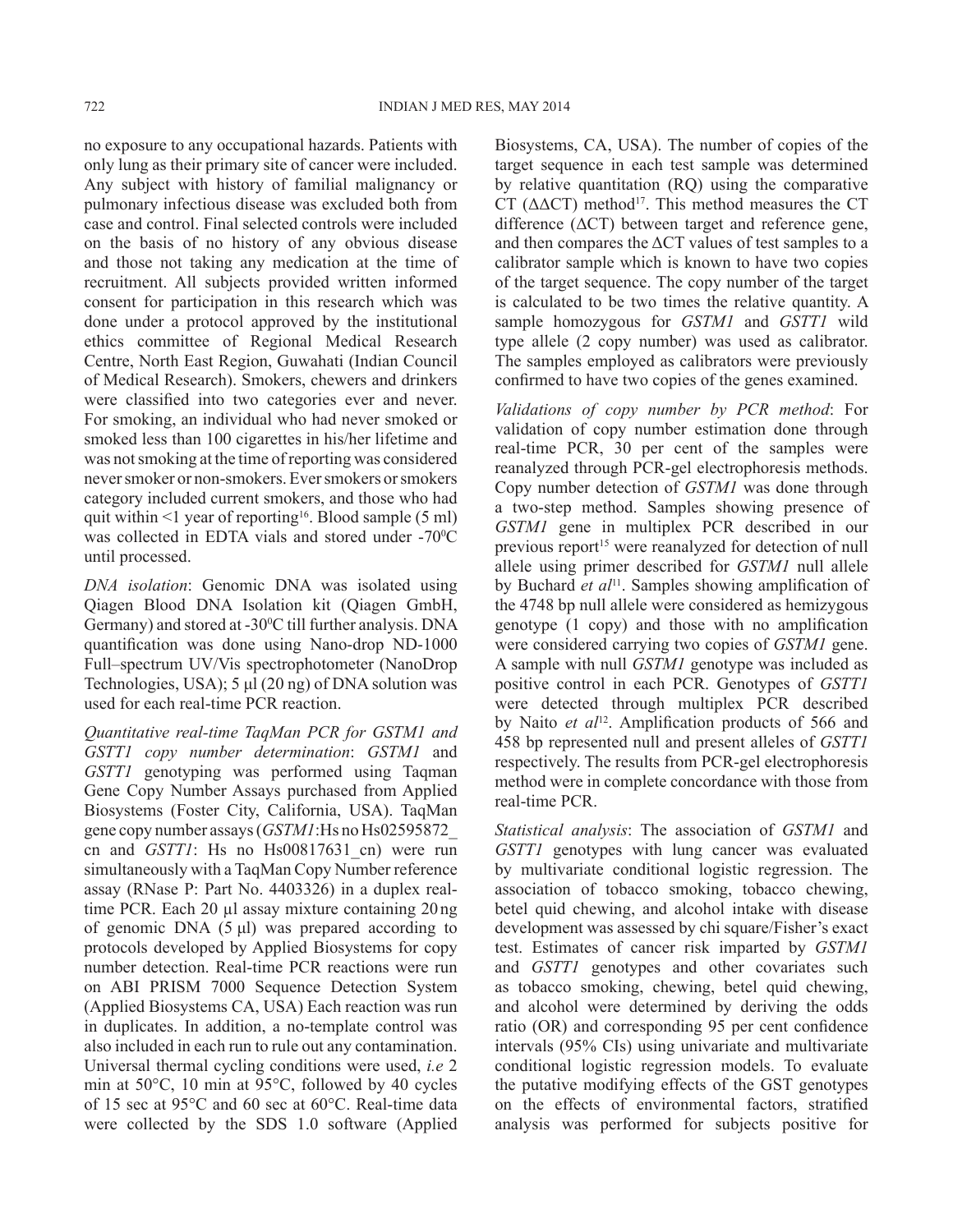no exposure to any occupational hazards. Patients with only lung as their primary site of cancer were included. Any subject with history of familial malignancy or pulmonary infectious disease was excluded both from case and control. Final selected controls were included on the basis of no history of any obvious disease and those not taking any medication at the time of recruitment. All subjects provided written informed consent for participation in this research which was done under a protocol approved by the institutional ethics committee of Regional Medical Research Centre, North East Region, Guwahati (Indian Council of Medical Research). Smokers, chewers and drinkers were classified into two categories ever and never. For smoking, an individual who had never smoked or smoked less than 100 cigarettes in his/her lifetime and was not smoking at the time of reporting was considered never smoker or non-smokers. Ever smokers or smokers category included current smokers, and those who had quit within <1 year of reporting[16]. Blood sample (5 ml) was collected in EDTA vials and stored under -70°C until processed.

*DNA isolation*: Genomic DNA was isolated using Qiagen Blood DNA Isolation kit (Qiagen GmbH, Germany) and stored at -30°C till further analysis. DNA quantification was done using Nano-drop ND-1000 Full–spectrum UV/Vis spectrophotometer (NanoDrop Technologies, USA); 5 µl (20 ng) of DNA solution was used for each real-time PCR reaction.

*Quantitative real-time TaqMan PCR for GSTM1 and GSTT1 copy number determination*: *GSTM1* and *GSTT1* genotyping was performed using Taqman Gene Copy Number Assays purchased from Applied Biosystems (Foster City, California, USA). TaqMan gene copy number assays (*GSTM1*:Hs no Hs02595872_cn and *GSTT1*: Hs no Hs00817631_cn) were run simultaneously with a TaqMan Copy Number reference assay (RNase P: Part No. 4403326) in a duplex real-time PCR. Each 20 µl assay mixture containing 20 ng of genomic DNA (5 µl) was prepared according to protocols developed by Applied Biosystems for copy number detection. Real-time PCR reactions were run on ABI PRISM 7000 Sequence Detection System (Applied Biosystems CA, USA) Each reaction was run in duplicates. In addition, a no-template control was also included in each run to rule out any contamination. Universal thermal cycling conditions were used, *i.e* 2 min at 50°C, 10 min at 95°C, followed by 40 cycles of 15 sec at 95°C and 60 sec at 60°C. Real-time data were collected by the SDS 1.0 software (Applied Biosystems, CA, USA). The number of copies of the target sequence in each test sample was determined by relative quantitation (RQ) using the comparative CT ($\Delta\Delta$CT) method[17]. This method measures the CT difference ($\Delta$CT) between target and reference gene, and then compares the $\Delta$CT values of test samples to a calibrator sample which is known to have two copies of the target sequence. The copy number of the target is calculated to be two times the relative quantity. A sample homozygous for *GSTM1* and *GSTT1* wild type allele (2 copy number) was used as calibrator. The samples employed as calibrators were previously confirmed to have two copies of the genes examined.

*Validations of copy number by PCR method*: For validation of copy number estimation done through real-time PCR, 30 per cent of the samples were reanalyzed through PCR-gel electrophoresis methods. Copy number detection of *GSTM1* was done through a two-step method. Samples showing presence of *GSTM1* gene in multiplex PCR described in our previous report[15] were reanalyzed for detection of null allele using primer described for *GSTM1* null allele by Buchard *et al*[11]. Samples showing amplification of the 4748 bp null allele were considered as hemizygous genotype (1 copy) and those with no amplification were considered carrying two copies of *GSTM1* gene. A sample with null *GSTM1* genotype was included as positive control in each PCR. Genotypes of *GSTT1* were detected through multiplex PCR described by Naito *et al*[12]. Amplification products of 566 and 458 bp represented null and present alleles of *GSTT1* respectively. The results from PCR-gel electrophoresis method were in complete concordance with those from real-time PCR.

*Statistical analysis*: The association of *GSTM1* and *GSTT1* genotypes with lung cancer was evaluated by multivariate conditional logistic regression. The association of tobacco smoking, tobacco chewing, betel quid chewing, and alcohol intake with disease development was assessed by chi square/Fisher's exact test. Estimates of cancer risk imparted by *GSTM1* and *GSTT1* genotypes and other covariates such as tobacco smoking, chewing, betel quid chewing, and alcohol were determined by deriving the odds ratio (OR) and corresponding 95 per cent confidence intervals (95% CIs) using univariate and multivariate conditional logistic regression models. To evaluate the putative modifying effects of the GST genotypes on the effects of environmental factors, stratified analysis was performed for subjects positive for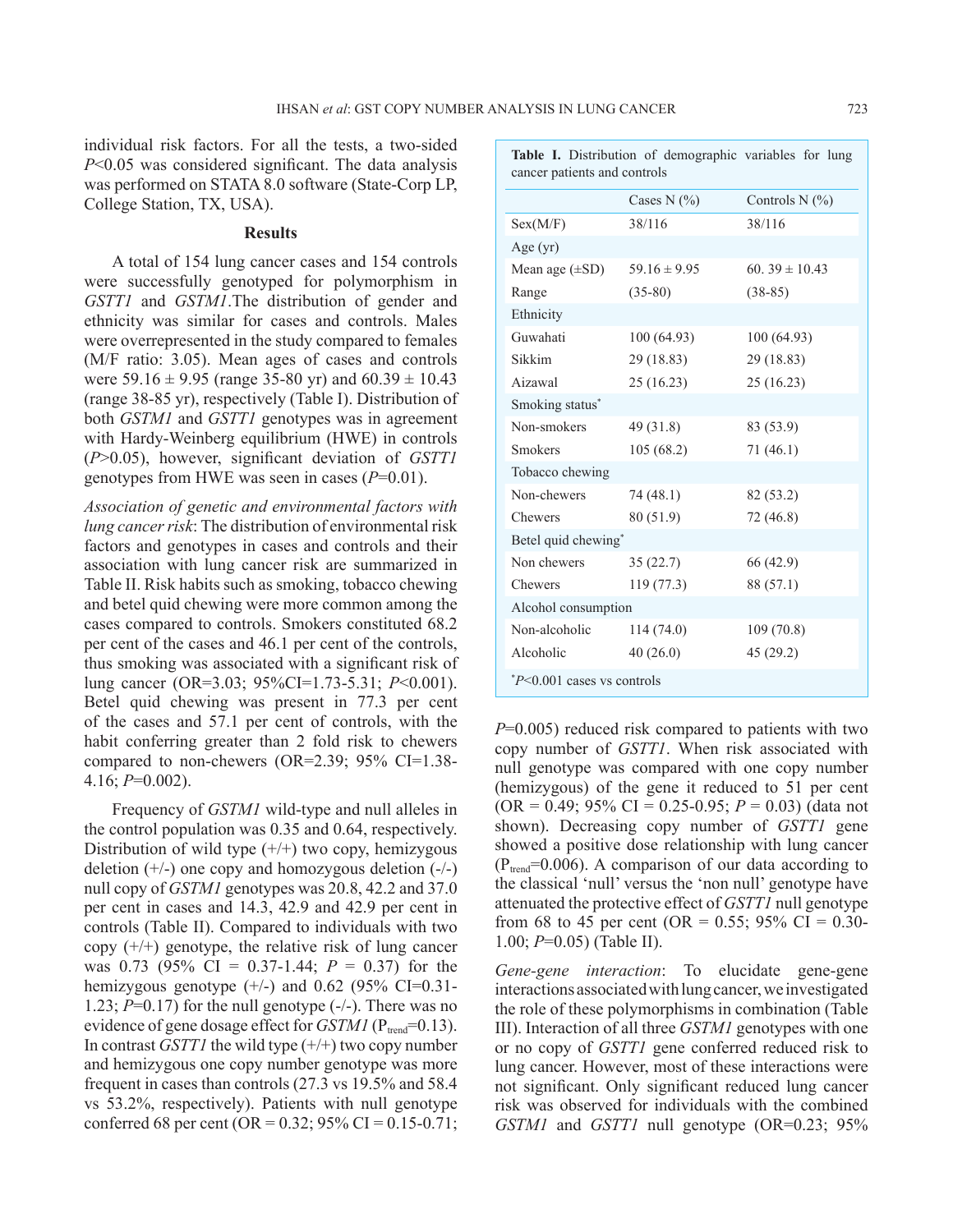individual risk factors. For all the tests, a two-sided $P<0.05$ was considered significant. The data analysis was performed on STATA 8.0 software (State-Corp LP, College Station, TX, USA).

## Results

A total of 154 lung cancer cases and 154 controls were successfully genotyped for polymorphism in *GSTT1* and *GSTM1*.The distribution of gender and ethnicity was similar for cases and controls. Males were overrepresented in the study compared to females (M/F ratio: 3.05). Mean ages of cases and controls were 59.16 ± 9.95 (range 35-80 yr) and 60.39 ± 10.43 (range 38-85 yr), respectively (Table I). Distribution of both *GSTM1* and *GSTT1* genotypes was in agreement with Hardy-Weinberg equilibrium (HWE) in controls ($P>0.05$), however, significant deviation of *GSTT1* genotypes from HWE was seen in cases ($P=0.01$).

*Association of genetic and environmental factors with lung cancer risk*: The distribution of environmental risk factors and genotypes in cases and controls and their association with lung cancer risk are summarized in Table II. Risk habits such as smoking, tobacco chewing and betel quid chewing were more common among the cases compared to controls. Smokers constituted 68.2 per cent of the cases and 46.1 per cent of the controls, thus smoking was associated with a significant risk of lung cancer (OR=3.03; 95%CI=1.73-5.31; $P<0.001$). Betel quid chewing was present in 77.3 per cent of the cases and 57.1 per cent of controls, with the habit conferring greater than 2 fold risk to chewers compared to non-chewers (OR=2.39; 95% CI=1.38-4.16; $P=0.002$).

Frequency of *GSTM1* wild-type and null alleles in the control population was 0.35 and 0.64, respectively. Distribution of wild type (+/+) two copy, hemizygous deletion (+/-) one copy and homozygous deletion (-/-) null copy of *GSTM1* genotypes was 20.8, 42.2 and 37.0 per cent in cases and 14.3, 42.9 and 42.9 per cent in controls (Table II). Compared to individuals with two copy (+/+) genotype, the relative risk of lung cancer was 0.73 (95% CI = 0.37-1.44; $P = 0.37$) for the hemizygous genotype (+/-) and 0.62 (95% CI=0.31-1.23; $P=0.17$) for the null genotype (-/-). There was no evidence of gene dosage effect for *GSTM1* ($P_{trend}=0.13$). In contrast *GSTT1* the wild type (+/+) two copy number and hemizygous one copy number genotype was more frequent in cases than controls (27.3 vs 19.5% and 58.4 vs 53.2%, respectively). Patients with null genotype conferred 68 per cent (OR = 0.32; 95% CI = 0.15-0.71; $P=0.005$) reduced risk compared to patients with two copy number of *GSTT1*. When risk associated with null genotype was compared with one copy number (hemizygous) of the gene it reduced to 51 per cent (OR = 0.49; 95% CI = 0.25-0.95; $P = 0.03$) (data not shown). Decreasing copy number of *GSTT1* gene showed a positive dose relationship with lung cancer ($P_{trend}=0.006$). A comparison of our data according to the classical 'null' versus the 'non null' genotype have attenuated the protective effect of *GSTT1* null genotype from 68 to 45 per cent (OR = 0.55; 95% CI = 0.30-1.00; $P=0.05$) (Table II).

**Table I.** Distribution of demographic variables for lung cancer patients and controls

| | Cases N (%) | Controls N (%) |
|---|---|---|
| Sex(M/F) | 38/116 | 38/116 |
| Age (yr) | | |
| Mean age (±SD) | 59.16 ± 9.95 | 60. 39 ± 10.43 |
| Range | (35-80) | (38-85) |
| Ethnicity | | |
| Guwahati | 100 (64.93) | 100 (64.93) |
| Sikkim | 29 (18.83) | 29 (18.83) |
| Aizawal | 25 (16.23) | 25 (16.23) |
| Smoking status* | | |
| Non-smokers | 49 (31.8) | 83 (53.9) |
| Smokers | 105 (68.2) | 71 (46.1) |
| Tobacco chewing | | |
| Non-chewers | 74 (48.1) | 82 (53.2) |
| Chewers | 80 (51.9) | 72 (46.8) |
| Betel quid chewing* | | |
| Non chewers | 35 (22.7) | 66 (42.9) |
| Chewers | 119 (77.3) | 88 (57.1) |
| Alcohol consumption | | |
| Non-alcoholic | 114 (74.0) | 109 (70.8) |
| Alcoholic | 40 (26.0) | 45 (29.2) |

*$P<0.001$ cases vs controls

*Gene-gene interaction*: To elucidate gene-gene interactions associated with lung cancer, we investigated the role of these polymorphisms in combination (Table III). Interaction of all three *GSTM1* genotypes with one or no copy of *GSTT1* gene conferred reduced risk to lung cancer. However, most of these interactions were not significant. Only significant reduced lung cancer risk was observed for individuals with the combined *GSTM1* and *GSTT1* null genotype (OR=0.23; 95%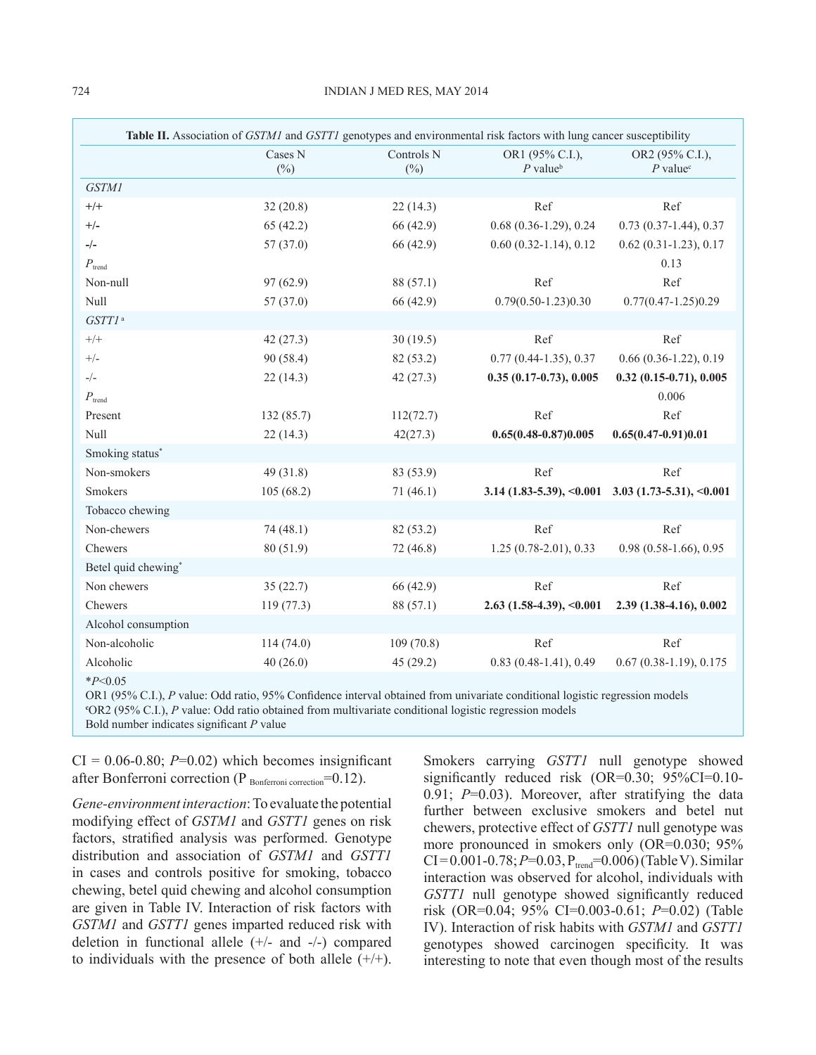**Table II.** Association of *GSTM1* and *GSTT1* genotypes and environmental risk factors with lung cancer susceptibility

| | Cases N (%) | Controls N (%) | OR1 (95% C.I.), *P* value[b] | OR2 (95% C.I.), *P* value[c] |
|---|---|---|---|---|
| *GSTM1* | | | | |
| +/+ | 32 (20.8) | 22 (14.3) | Ref | Ref |
| +/- | 65 (42.2) | 66 (42.9) | 0.68 (0.36-1.29), 0.24 | 0.73 (0.37-1.44), 0.37 |
| -/- | 57 (37.0) | 66 (42.9) | 0.60 (0.32-1.14), 0.12 | 0.62 (0.31-1.23), 0.17 |
| $P_{trend}$ | | | | 0.13 |
| Non-null | 97 (62.9) | 88 (57.1) | Ref | Ref |
| Null | 57 (37.0) | 66 (42.9) | 0.79(0.50-1.23)0.30 | 0.77(0.47-1.25)0.29 |
| *GSTT1*[a] | | | | |
| +/+ | 42 (27.3) | 30 (19.5) | Ref | Ref |
| +/- | 90 (58.4) | 82 (53.2) | 0.77 (0.44-1.35), 0.37 | 0.66 (0.36-1.22), 0.19 |
| -/- | 22 (14.3) | 42 (27.3) | **0.35 (0.17-0.73), 0.005** | **0.32 (0.15-0.71), 0.005** |
| $P_{trend}$ | | | | 0.006 |
| Present | 132 (85.7) | 112(72.7) | Ref | Ref |
| Null | 22 (14.3) | 42(27.3) | **0.65(0.48-0.87)0.005** | **0.65(0.47-0.91)0.01** |
| Smoking status* | | | | |
| Non-smokers | 49 (31.8) | 83 (53.9) | Ref | Ref |
| Smokers | 105 (68.2) | 71 (46.1) | **3.14 (1.83-5.39), <0.001** | **3.03 (1.73-5.31), <0.001** |
| Tobacco chewing | | | | |
| Non-chewers | 74 (48.1) | 82 (53.2) | Ref | Ref |
| Chewers | 80 (51.9) | 72 (46.8) | 1.25 (0.78-2.01), 0.33 | 0.98 (0.58-1.66), 0.95 |
| Betel quid chewing* | | | | |
| Non chewers | 35 (22.7) | 66 (42.9) | Ref | Ref |
| Chewers | 119 (77.3) | 88 (57.1) | **2.63 (1.58-4.39), <0.001** | **2.39 (1.38-4.16), 0.002** |
| Alcohol consumption | | | | |
| Non-alcoholic | 114 (74.0) | 109 (70.8) | Ref | Ref |
| Alcoholic | 40 (26.0) | 45 (29.2) | 0.83 (0.48-1.41), 0.49 | 0.67 (0.38-1.19), 0.175 |

*$P$<0.05
OR1 (95% C.I.), *P* value: Odd ratio, 95% Confidence interval obtained from univariate conditional logistic regression models
[c]OR2 (95% C.I.), *P* value: Odd ratio obtained from multivariate conditional logistic regression models
Bold number indicates significant *P* value

CI = 0.06-0.80; *P*=0.02) which becomes insignificant after Bonferroni correction ($P_{\text{Bonferroni correction}}$=0.12).

*Gene-environment interaction*: To evaluate the potential modifying effect of *GSTM1* and *GSTT1* genes on risk factors, stratified analysis was performed. Genotype distribution and association of *GSTM1* and *GSTT1* in cases and controls positive for smoking, tobacco chewing, betel quid chewing and alcohol consumption are given in Table IV. Interaction of risk factors with *GSTM1* and *GSTT1* genes imparted reduced risk with deletion in functional allele (+/- and -/-) compared to individuals with the presence of both allele (+/+). Smokers carrying *GSTT1* null genotype showed significantly reduced risk (OR=0.30; 95%CI=0.10-0.91; *P*=0.03). Moreover, after stratifying the data further between exclusive smokers and betel nut chewers, protective effect of *GSTT1* null genotype was more pronounced in smokers only (OR=0.030; 95% CI=0.001-0.78; *P*=0.03, $P_{trend}$=0.006) (Table V). Similar interaction was observed for alcohol, individuals with *GSTT1* null genotype showed significantly reduced risk (OR=0.04; 95% CI=0.003-0.61; *P*=0.02) (Table IV). Interaction of risk habits with *GSTM1* and *GSTT1* genotypes showed carcinogen specificity. It was interesting to note that even though most of the results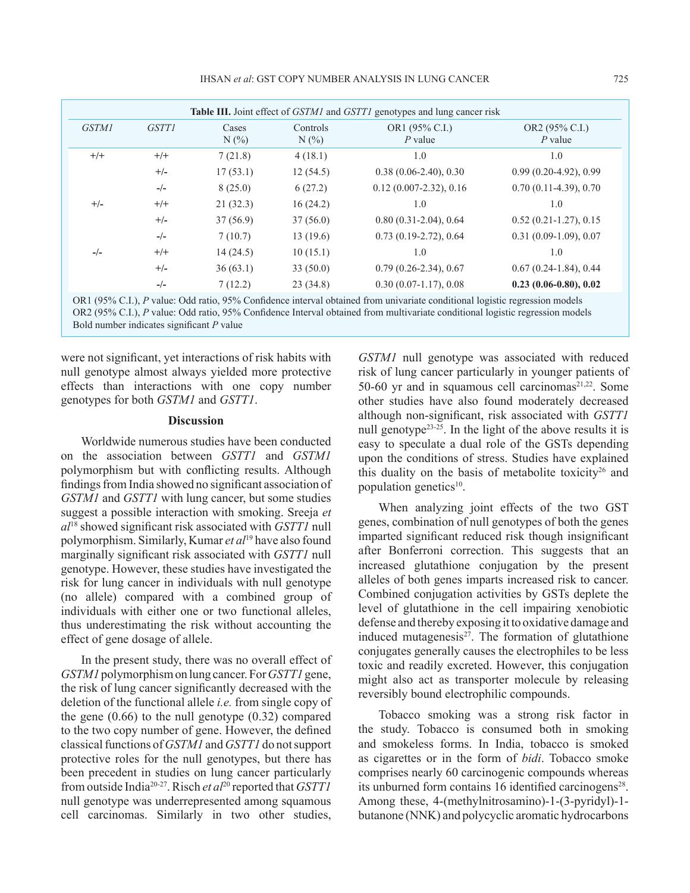**Table III.** Joint effect of *GSTM1* and *GSTT1* genotypes and lung cancer risk

| *GSTM1* | *GSTT1* | Cases N (%) | Controls N (%) | OR1 (95% C.I.) *P* value | OR2 (95% C.I.) *P* value |
|---|---|---|---|---|---|
| +/+ | +/+ | 7 (21.8) | 4 (18.1) | 1.0 | 1.0 |
| | +/- | 17 (53.1) | 12 (54.5) | 0.38 (0.06-2.40), 0.30 | 0.99 (0.20-4.92), 0.99 |
| | -/- | 8 (25.0) | 6 (27.2) | 0.12 (0.007-2.32), 0.16 | 0.70 (0.11-4.39), 0.70 |
| +/- | +/+ | 21 (32.3) | 16 (24.2) | 1.0 | 1.0 |
| | +/- | 37 (56.9) | 37 (56.0) | 0.80 (0.31-2.04), 0.64 | 0.52 (0.21-1.27), 0.15 |
| | -/- | 7 (10.7) | 13 (19.6) | 0.73 (0.19-2.72), 0.64 | 0.31 (0.09-1.09), 0.07 |
| -/- | +/+ | 14 (24.5) | 10 (15.1) | 1.0 | 1.0 |
| | +/- | 36 (63.1) | 33 (50.0) | 0.79 (0.26-2.34), 0.67 | 0.67 (0.24-1.84), 0.44 |
| | -/- | 7 (12.2) | 23 (34.8) | 0.30 (0.07-1.17), 0.08 | **0.23 (0.06-0.80), 0.02** |

OR1 (95% C.I.), *P* value: Odd ratio, 95% Confidence interval obtained from univariate conditional logistic regression models
OR2 (95% C.I.), *P* value: Odd ratio, 95% Confidence Interval obtained from multivariate conditional logistic regression models
Bold number indicates significant *P* value

were not significant, yet interactions of risk habits with null genotype almost always yielded more protective effects than interactions with one copy number genotypes for both *GSTM1* and *GSTT1*.

## Discussion

Worldwide numerous studies have been conducted on the association between *GSTT1* and *GSTM1* polymorphism but with conflicting results. Although findings from India showed no significant association of *GSTM1* and *GSTT1* with lung cancer, but some studies suggest a possible interaction with smoking. Sreeja *et al*[18] showed significant risk associated with *GSTT1* null polymorphism. Similarly, Kumar *et al*[19] have also found marginally significant risk associated with *GSTT1* null genotype. However, these studies have investigated the risk for lung cancer in individuals with null genotype (no allele) compared with a combined group of individuals with either one or two functional alleles, thus underestimating the risk without accounting the effect of gene dosage of allele.

In the present study, there was no overall effect of *GSTM1* polymorphism on lung cancer. For *GSTT1* gene, the risk of lung cancer significantly decreased with the deletion of the functional allele *i.e.* from single copy of the gene (0.66) to the null genotype (0.32) compared to the two copy number of gene. However, the defined classical functions of *GSTM1* and *GSTT1* do not support protective roles for the null genotypes, but there has been precedent in studies on lung cancer particularly from outside India[20-27]. Risch *et al*[20] reported that *GSTT1* null genotype was underrepresented among squamous cell carcinomas. Similarly in two other studies, *GSTM1* null genotype was associated with reduced risk of lung cancer particularly in younger patients of 50-60 yr and in squamous cell carcinomas[21,22]. Some other studies have also found moderately decreased although non-significant, risk associated with *GSTT1* null genotype[23-25]. In the light of the above results it is easy to speculate a dual role of the GSTs depending upon the conditions of stress. Studies have explained this duality on the basis of metabolite toxicity[26] and population genetics[10].

When analyzing joint effects of the two GST genes, combination of null genotypes of both the genes imparted significant reduced risk though insignificant after Bonferroni correction. This suggests that an increased glutathione conjugation by the present alleles of both genes imparts increased risk to cancer. Combined conjugation activities by GSTs deplete the level of glutathione in the cell impairing xenobiotic defense and thereby exposing it to oxidative damage and induced mutagenesis[27]. The formation of glutathione conjugates generally causes the electrophiles to be less toxic and readily excreted. However, this conjugation might also act as transporter molecule by releasing reversibly bound electrophilic compounds.

Tobacco smoking was a strong risk factor in the study. Tobacco is consumed both in smoking and smokeless forms. In India, tobacco is smoked as cigarettes or in the form of *bidi*. Tobacco smoke comprises nearly 60 carcinogenic compounds whereas its unburned form contains 16 identified carcinogens[28]. Among these, 4-(methylnitrosamino)-1-(3-pyridyl)-1-butanone (NNK) and polycyclic aromatic hydrocarbons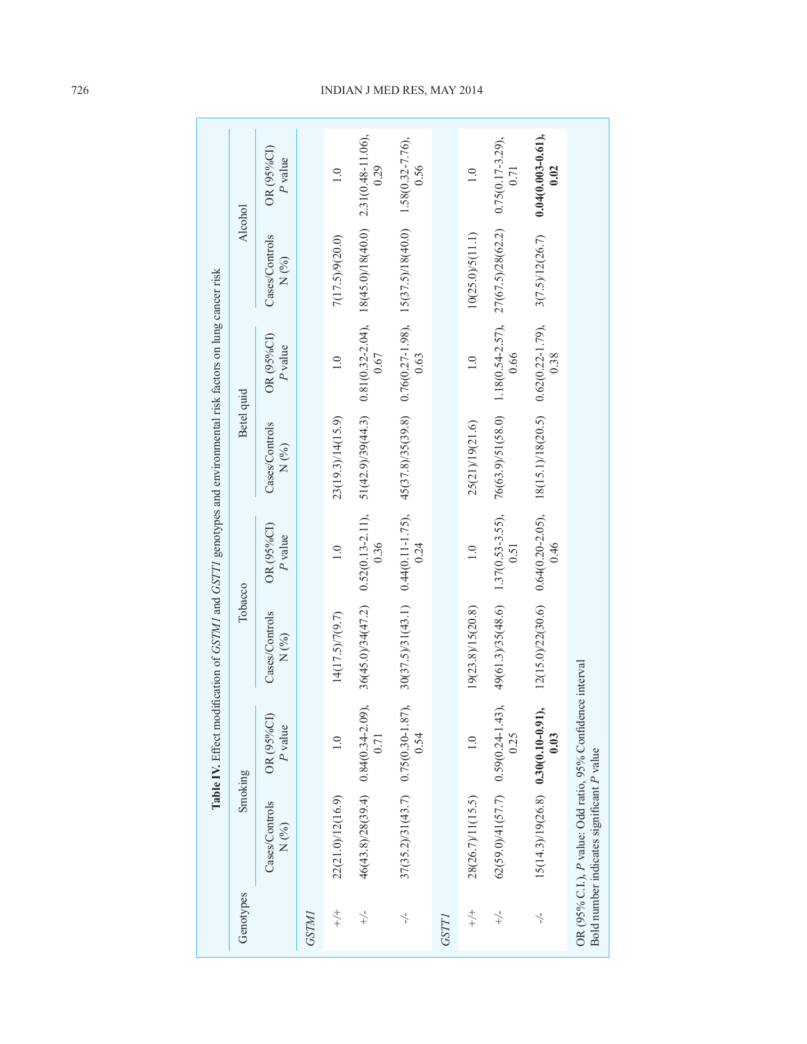**Table IV.** Effect modification of *GSTM1* and *GSTT1* genotypes and environmental risk factors on lung cancer risk

| Genotypes | Smoking | | Tobacco | | Betel quid | | Alcohol | |
|---|---|---|---|---|---|---|---|---|
| | Cases/Controls N (%) | OR (95%CI) *P* value | Cases/Controls N (%) | OR (95%CI) *P* value | Cases/Controls N (%) | OR (95%CI) *P* value | Cases/Controls N (%) | OR (95%CI) *P* value |
| *GSTM1* | | | | | | | | |
| +/+ | 22(21.0)/12(16.9) | 1.0 | 14(17.5)/7(9.7) | 1.0 | 23(19.3)/14(15.9) | 1.0 | 7(17.5)/9(20.0) | 1.0 |
| +/- | 46(43.8)/28(39.4) | 0.84(0.34-2.09), 0.71 | 36(45.0)/34(47.2) | 0.52(0.13-2.11), 0.36 | 51(42.9)/39(44.3) | 0.81(0.32-2.04), 0.67 | 18(45.0)/18(40.0) | 2.31(0.48-11.06), 0.29 |
| -/- | 37(35.2)/31(43.7) | 0.75(0.30-1.87), 0.54 | 30(37.5)/31(43.1) | 0.44(0.11-1.75), 0.24 | 45(37.8)/35(39.8) | 0.76(0.27-1.98), 0.63 | 15(37.5)/18(40.0) | 1.58(0.32-7.76), 0.56 |
| *GSTT1* | | | | | | | | |
| +/+ | 28(26.7)/11(15.5) | 1.0 | 19(23.8)/15(20.8) | 1.0 | 25(21)/19(21.6) | 1.0 | 10(25.0)/5(11.1) | 1.0 |
| +/- | 62(59.0)/41(57.7) | 0.59(0.24-1.43), 0.25 | 49(61.3)/35(48.6) | 1.37(0.53-3.55), 0.51 | 76(63.9)/51(58.0) | 1.18(0.54-2.57), 0.66 | 27(67.5)/28(62.2) | 0.75(0.17-3.29), 0.71 |
| -/- | 15(14.3)/19(26.8) | **0.30(0.10-0.91), 0.03** | 12(15.0)/22(30.6) | 0.64(0.20-2.05), 0.46 | 18(15.1)/18(20.5) | 0.62(0.22-1.79), 0.38 | 3(7.5)/12(26.7) | **0.04(0.003-0.61), 0.02** |

OR (95% C.I.), *P* value: Odd ratio, 95% Confidence interval
Bold number indicates significant *P* value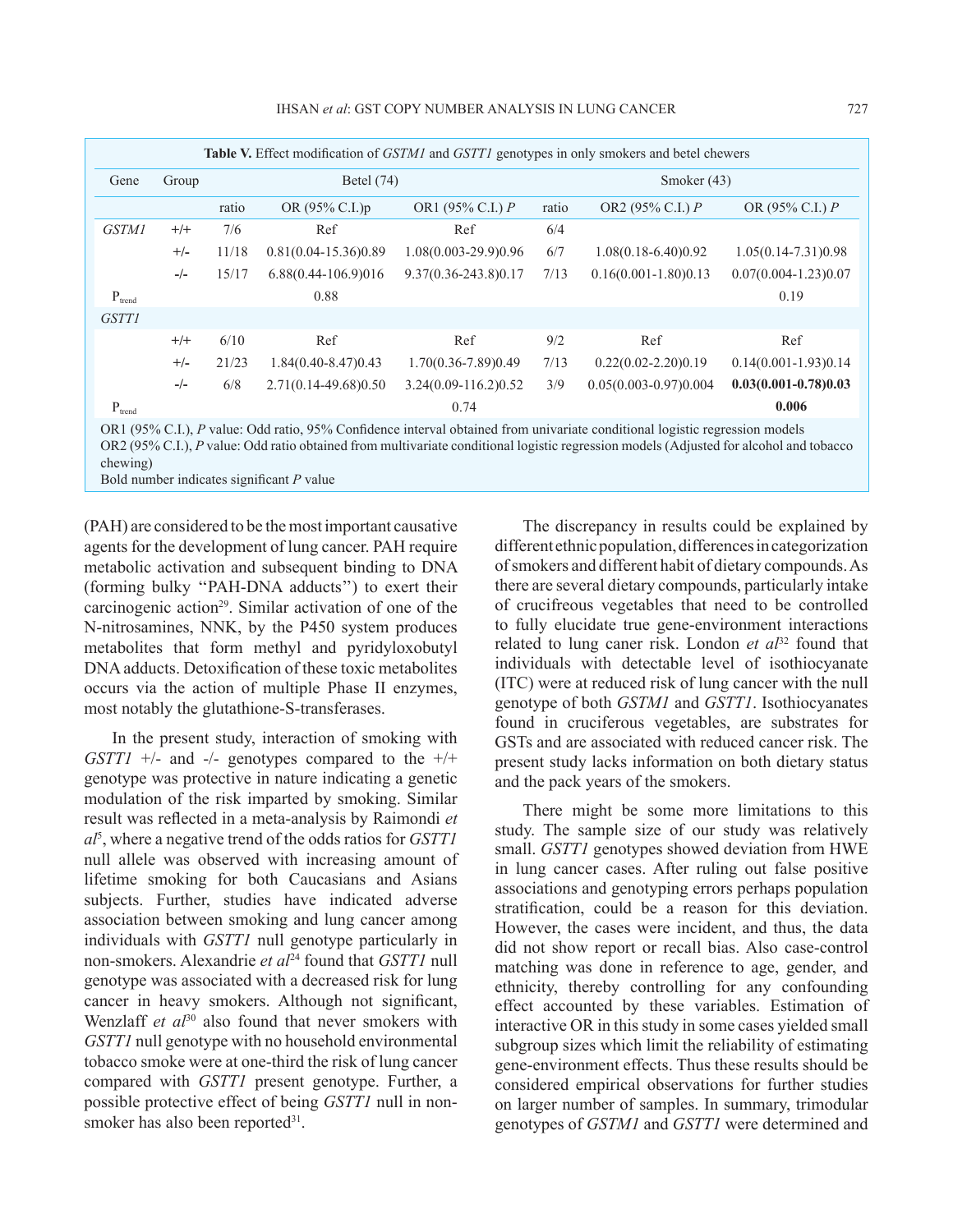**Table V.** Effect modification of *GSTM1* and *GSTT1* genotypes in only smokers and betel chewers

| Gene | Group | Betel (74) | | | Smoker (43) | | |
|---|---|---|---|---|---|---|---|
| | | ratio | OR (95% C.I.)p | OR1 (95% C.I.) *P* | ratio | OR2 (95% C.I.) *P* | OR (95% C.I.) *P* |
| *GSTM1* | +/+ | 7/6 | Ref | Ref | 6/4 | | |
| | +/- | 11/18 | 0.81(0.04-15.36)0.89 | 1.08(0.003-29.9)0.96 | 6/7 | 1.08(0.18-6.40)0.92 | 1.05(0.14-7.31)0.98 |
| | -/- | 15/17 | 6.88(0.44-106.9)016 | 9.37(0.36-243.8)0.17 | 7/13 | 0.16(0.001-1.80)0.13 | 0.07(0.004-1.23)0.07 |
| $P_{trend}$ | | | 0.88 | | | | 0.19 |
| *GSTT1* | | | | | | | |
| | +/+ | 6/10 | Ref | Ref | 9/2 | Ref | Ref |
| | +/- | 21/23 | 1.84(0.40-8.47)0.43 | 1.70(0.36-7.89)0.49 | 7/13 | 0.22(0.02-2.20)0.19 | 0.14(0.001-1.93)0.14 |
| | -/- | 6/8 | 2.71(0.14-49.68)0.50 | 3.24(0.09-116.2)0.52 | 3/9 | 0.05(0.003-0.97)0.004 | **0.03(0.001-0.78)0.03** |
| $P_{trend}$ | | | | 0.74 | | | **0.006** |

OR1 (95% C.I.), *P* value: Odd ratio, 95% Confidence interval obtained from univariate conditional logistic regression models
OR2 (95% C.I.), *P* value: Odd ratio obtained from multivariate conditional logistic regression models (Adjusted for alcohol and tobacco chewing)
Bold number indicates significant *P* value

(PAH) are considered to be the most important causative agents for the development of lung cancer. PAH require metabolic activation and subsequent binding to DNA (forming bulky "PAH-DNA adducts") to exert their carcinogenic action[29]. Similar activation of one of the N-nitrosamines, NNK, by the P450 system produces metabolites that form methyl and pyridyloxobutyl DNA adducts. Detoxification of these toxic metabolites occurs via the action of multiple Phase II enzymes, most notably the glutathione-S-transferases.

In the present study, interaction of smoking with *GSTT1* +/- and -/- genotypes compared to the +/+ genotype was protective in nature indicating a genetic modulation of the risk imparted by smoking. Similar result was reflected in a meta-analysis by Raimondi *et al*[5], where a negative trend of the odds ratios for *GSTT1* null allele was observed with increasing amount of lifetime smoking for both Caucasians and Asians subjects. Further, studies have indicated adverse association between smoking and lung cancer among individuals with *GSTT1* null genotype particularly in non-smokers. Alexandrie *et al*[24] found that *GSTT1* null genotype was associated with a decreased risk for lung cancer in heavy smokers. Although not significant, Wenzlaff *et al*[30] also found that never smokers with *GSTT1* null genotype with no household environmental tobacco smoke were at one-third the risk of lung cancer compared with *GSTT1* present genotype. Further, a possible protective effect of being *GSTT1* null in non-smoker has also been reported[31].

The discrepancy in results could be explained by different ethnic population, differences in categorization of smokers and different habit of dietary compounds. As there are several dietary compounds, particularly intake of crucifreous vegetables that need to be controlled to fully elucidate true gene-environment interactions related to lung caner risk. London *et al*[32] found that individuals with detectable level of isothiocyanate (ITC) were at reduced risk of lung cancer with the null genotype of both *GSTM1* and *GSTT1*. Isothiocyanates found in cruciferous vegetables, are substrates for GSTs and are associated with reduced cancer risk. The present study lacks information on both dietary status and the pack years of the smokers.

There might be some more limitations to this study. The sample size of our study was relatively small. *GSTT1* genotypes showed deviation from HWE in lung cancer cases. After ruling out false positive associations and genotyping errors perhaps population stratification, could be a reason for this deviation. However, the cases were incident, and thus, the data did not show report or recall bias. Also case-control matching was done in reference to age, gender, and ethnicity, thereby controlling for any confounding effect accounted by these variables. Estimation of interactive OR in this study in some cases yielded small subgroup sizes which limit the reliability of estimating gene-environment effects. Thus these results should be considered empirical observations for further studies on larger number of samples. In summary, trimodular genotypes of *GSTM1* and *GSTT1* were determined and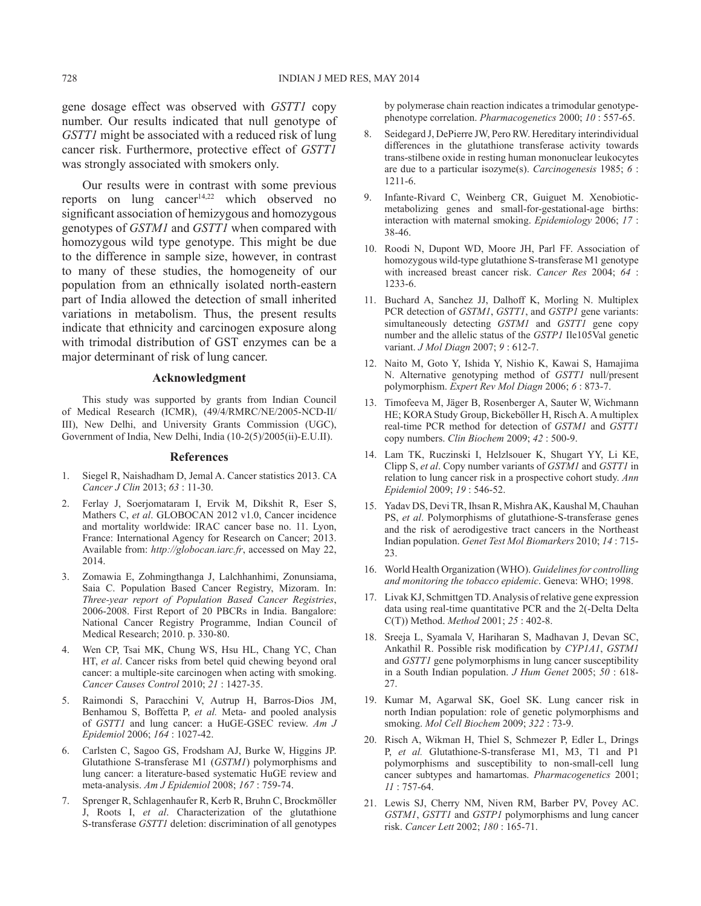gene dosage effect was observed with *GSTT1* copy number. Our results indicated that null genotype of *GSTT1* might be associated with a reduced risk of lung cancer risk. Furthermore, protective effect of *GSTT1* was strongly associated with smokers only.

Our results were in contrast with some previous reports on lung cancer[14,22] which observed no significant association of hemizygous and homozygous genotypes of *GSTM1* and *GSTT1* when compared with homozygous wild type genotype. This might be due to the difference in sample size, however, in contrast to many of these studies, the homogeneity of our population from an ethnically isolated north-eastern part of India allowed the detection of small inherited variations in metabolism. Thus, the present results indicate that ethnicity and carcinogen exposure along with trimodal distribution of GST enzymes can be a major determinant of risk of lung cancer.

## Acknowledgment

This study was supported by grants from Indian Council of Medical Research (ICMR), (49/4/RMRC/NE/2005-NCD-II/III), New Delhi, and University Grants Commission (UGC), Government of India, New Delhi, India (10-2(5)/2005(ii)-E.U.II).

## References

1. Siegel R, Naishadham D, Jemal A. Cancer statistics 2013. CA *Cancer J Clin* 2013; *63* : 11-30.
2. Ferlay J, Soerjomataram I, Ervik M, Dikshit R, Eser S, Mathers C, *et al*. GLOBOCAN 2012 v1.0, Cancer incidence and mortality worldwide: IRAC cancer base no. 11. Lyon, France: International Agency for Research on Cancer; 2013. Available from: *http://globocan.iarc.fr*, accessed on May 22, 2014.
3. Zomawia E, Zohmingthanga J, Lalchhanhimi, Zonunsiama, Saia C. Population Based Cancer Registry, Mizoram. In: *Three-year report of Population Based Cancer Registries*, 2006-2008. First Report of 20 PBCRs in India. Bangalore: National Cancer Registry Programme, Indian Council of Medical Research; 2010. p. 330-80.
4. Wen CP, Tsai MK, Chung WS, Hsu HL, Chang YC, Chan HT, *et al*. Cancer risks from betel quid chewing beyond oral cancer: a multiple-site carcinogen when acting with smoking. *Cancer Causes Control* 2010; *21* : 1427-35.
5. Raimondi S, Paracchini V, Autrup H, Barros-Dios JM, Benhamou S, Boffetta P, *et al.* Meta- and pooled analysis of *GSTT1* and lung cancer: a HuGE-GSEC review. *Am J Epidemiol* 2006; *164* : 1027-42.
6. Carlsten C, Sagoo GS, Frodsham AJ, Burke W, Higgins JP. Glutathione S-transferase M1 (*GSTM1*) polymorphisms and lung cancer: a literature-based systematic HuGE review and meta-analysis. *Am J Epidemiol* 2008; *167* : 759-74.
7. Sprenger R, Schlagenhaufer R, Kerb R, Bruhn C, Brockmöller J, Roots I, *et al*. Characterization of the glutathione S-transferase *GSTT1* deletion: discrimination of all genotypes by polymerase chain reaction indicates a trimodular genotype-phenotype correlation. *Pharmacogenetics* 2000; *10* : 557-65.
8. Seidegard J, DePierre JW, Pero RW. Hereditary interindividual differences in the glutathione transferase activity towards trans-stilbene oxide in resting human mononuclear leukocytes are due to a particular isozyme(s). *Carcinogenesis* 1985; *6* : 1211-6.
9. Infante-Rivard C, Weinberg CR, Guiguet M. Xenobiotic-metabolizing genes and small-for-gestational-age births: interaction with maternal smoking. *Epidemiology* 2006; *17* : 38-46.
10. Roodi N, Dupont WD, Moore JH, Parl FF. Association of homozygous wild-type glutathione S-transferase M1 genotype with increased breast cancer risk. *Cancer Res* 2004; *64* : 1233-6.
11. Buchard A, Sanchez JJ, Dalhoff K, Morling N. Multiplex PCR detection of *GSTM1*, *GSTT1*, and *GSTP1* gene variants: simultaneously detecting *GSTM1* and *GSTT1* gene copy number and the allelic status of the *GSTP1* Ile105Val genetic variant. *J Mol Diagn* 2007; *9* : 612-7.
12. Naito M, Goto Y, Ishida Y, Nishio K, Kawai S, Hamajima N. Alternative genotyping method of *GSTT1* null/present polymorphism. *Expert Rev Mol Diagn* 2006; *6* : 873-7.
13. Timofeeva M, Jäger B, Rosenberger A, Sauter W, Wichmann HE; KORA Study Group, Bickeböller H, Risch A. A multiplex real-time PCR method for detection of *GSTM1* and *GSTT1* copy numbers. *Clin Biochem* 2009; *42* : 500-9.
14. Lam TK, Ruczinski I, Helzlsouer K, Shugart YY, Li KE, Clipp S, *et al*. Copy number variants of *GSTM1* and *GSTT1* in relation to lung cancer risk in a prospective cohort study. *Ann Epidemiol* 2009; *19* : 546-52.
15. Yadav DS, Devi TR, Ihsan R, Mishra AK, Kaushal M, Chauhan PS, *et al*. Polymorphisms of glutathione-S-transferase genes and the risk of aerodigestive tract cancers in the Northeast Indian population. *Genet Test Mol Biomarkers* 2010; *14* : 715-23.
16. World Health Organization (WHO). *Guidelines for controlling and monitoring the tobacco epidemic*. Geneva: WHO; 1998.
17. Livak KJ, Schmittgen TD. Analysis of relative gene expression data using real-time quantitative PCR and the 2(-Delta Delta C(T)) Method. *Method* 2001; *25* : 402-8.
18. Sreeja L, Syamala V, Hariharan S, Madhavan J, Devan SC, Ankathil R. Possible risk modification by *CYP1A1*, *GSTM1* and *GSTT1* gene polymorphisms in lung cancer susceptibility in a South Indian population. *J Hum Genet* 2005; *50* : 618-27.
19. Kumar M, Agarwal SK, Goel SK. Lung cancer risk in north Indian population: role of genetic polymorphisms and smoking. *Mol Cell Biochem* 2009; *322* : 73-9.
20. Risch A, Wikman H, Thiel S, Schmezer P, Edler L, Drings P, *et al.* Glutathione-S-transferase M1, M3, T1 and P1 polymorphisms and susceptibility to non-small-cell lung cancer subtypes and hamartomas. *Pharmacogenetics* 2001; *11* : 757-64.
21. Lewis SJ, Cherry NM, Niven RM, Barber PV, Povey AC. *GSTM1*, *GSTT1* and *GSTP1* polymorphisms and lung cancer risk. *Cancer Lett* 2002; *180* : 165-71.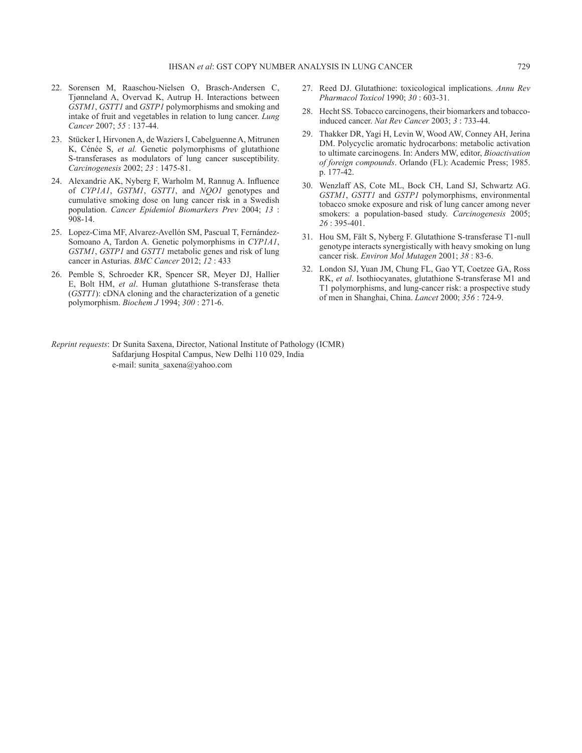22. Sorensen M, Raaschou-Nielsen O, Brasch-Andersen C, Tjønneland A, Overvad K, Autrup H. Interactions between *GSTM1*, *GSTT1* and *GSTP1* polymorphisms and smoking and intake of fruit and vegetables in relation to lung cancer. *Lung Cancer* 2007; *55* : 137-44.
23. Stücker I, Hirvonen A, de Waziers I, Cabelguenne A, Mitrunen K, Cénée S, *et al.* Genetic polymorphisms of glutathione S-transferases as modulators of lung cancer susceptibility. *Carcinogenesis* 2002; *23* : 1475-81.
24. Alexandrie AK, Nyberg F, Warholm M, Rannug A. Influence of *CYP1A1*, *GSTM1*, *GSTT1*, and *NQO1* genotypes and cumulative smoking dose on lung cancer risk in a Swedish population. *Cancer Epidemiol Biomarkers Prev* 2004; *13* : 908-14.
25. Lopez-Cima MF, Alvarez-Avellón SM, Pascual T, Fernández-Somoano A, Tardon A. Genetic polymorphisms in *CYP1A1*, *GSTM1*, *GSTP1* and *GSTT1* metabolic genes and risk of lung cancer in Asturias. *BMC Cancer* 2012; *12* : 433
26. Pemble S, Schroeder KR, Spencer SR, Meyer DJ, Hallier E, Bolt HM, *et al*. Human glutathione S-transferase theta (*GSTT1*): cDNA cloning and the characterization of a genetic polymorphism. *Biochem J* 1994; *300* : 271-6.
27. Reed DJ. Glutathione: toxicological implications. *Annu Rev Pharmacol Toxicol* 1990; *30* : 603-31.
28. Hecht SS. Tobacco carcinogens, their biomarkers and tobacco-induced cancer. *Nat Rev Cancer* 2003; *3* : 733-44.
29. Thakker DR, Yagi H, Levin W, Wood AW, Conney AH, Jerina DM. Polycyclic aromatic hydrocarbons: metabolic activation to ultimate carcinogens. In: Anders MW, editor, *Bioactivation of foreign compounds*. Orlando (FL): Academic Press; 1985. p. 177-42.
30. Wenzlaff AS, Cote ML, Bock CH, Land SJ, Schwartz AG. *GSTM1*, *GSTT1* and *GSTP1* polymorphisms, environmental tobacco smoke exposure and risk of lung cancer among never smokers: a population-based study. *Carcinogenesis* 2005; *26* : 395-401.
31. Hou SM, Fält S, Nyberg F. Glutathione S-transferase T1-null genotype interacts synergistically with heavy smoking on lung cancer risk. *Environ Mol Mutagen* 2001; *38* : 83-6.
32. London SJ, Yuan JM, Chung FL, Gao YT, Coetzee GA, Ross RK, *et al*. Isothiocyanates, glutathione S-transferase M1 and T1 polymorphisms, and lung-cancer risk: a prospective study of men in Shanghai, China. *Lancet* 2000; *356* : 724-9.

*Reprint requests*: Dr Sunita Saxena, Director, National Institute of Pathology (ICMR)
Safdarjung Hospital Campus, New Delhi 110 029, India
e-mail: sunita_saxena@yahoo.com